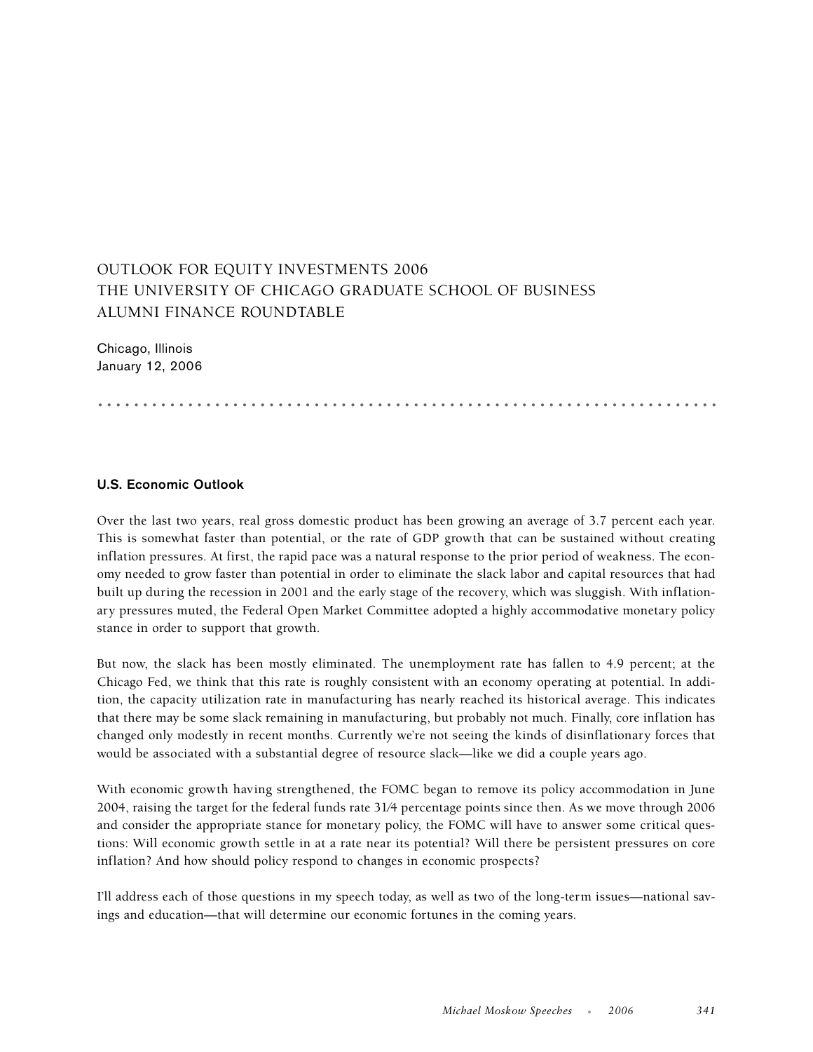# OUTLOOK FOR EQUITY INVESTMENTS 2006
# THE UNIVERSITY OF CHICAGO GRADUATE SCHOOL OF BUSINESS
# ALUMNI FINANCE ROUNDTABLE

Chicago, Illinois
January 12, 2006

## U.S. Economic Outlook

Over the last two years, real gross domestic product has been growing an average of 3.7 percent each year. This is somewhat faster than potential, or the rate of GDP growth that can be sustained without creating inflation pressures. At first, the rapid pace was a natural response to the prior period of weakness. The economy needed to grow faster than potential in order to eliminate the slack labor and capital resources that had built up during the recession in 2001 and the early stage of the recovery, which was sluggish. With inflationary pressures muted, the Federal Open Market Committee adopted a highly accommodative monetary policy stance in order to support that growth.

But now, the slack has been mostly eliminated. The unemployment rate has fallen to 4.9 percent; at the Chicago Fed, we think that this rate is roughly consistent with an economy operating at potential. In addition, the capacity utilization rate in manufacturing has nearly reached its historical average. This indicates that there may be some slack remaining in manufacturing, but probably not much. Finally, core inflation has changed only modestly in recent months. Currently we're not seeing the kinds of disinflationary forces that would be associated with a substantial degree of resource slack—like we did a couple years ago.

With economic growth having strengthened, the FOMC began to remove its policy accommodation in June 2004, raising the target for the federal funds rate 3¼ percentage points since then. As we move through 2006 and consider the appropriate stance for monetary policy, the FOMC will have to answer some critical questions: Will economic growth settle in at a rate near its potential? Will there be persistent pressures on core inflation? And how should policy respond to changes in economic prospects?

I'll address each of those questions in my speech today, as well as two of the long-term issues—national savings and education—that will determine our economic fortunes in the coming years.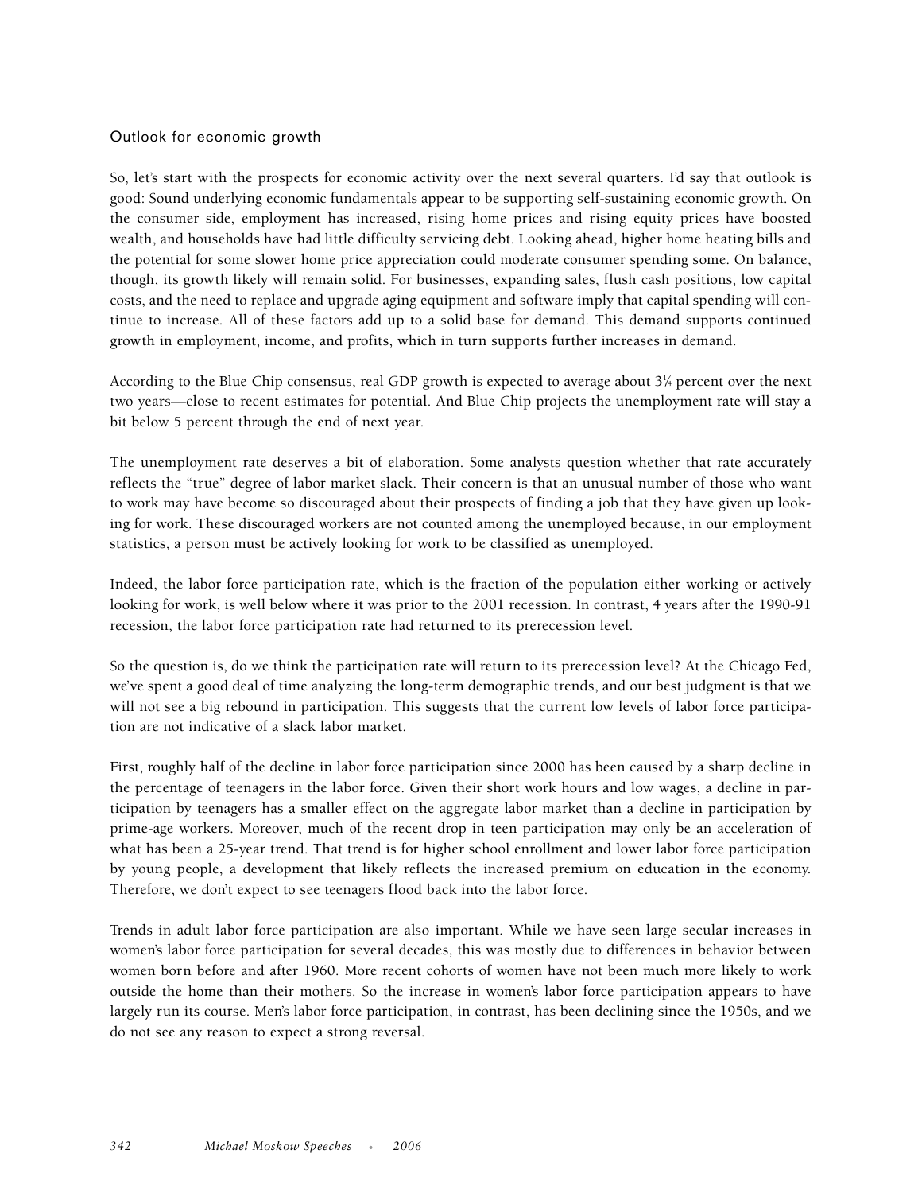## Outlook for economic growth

So, let's start with the prospects for economic activity over the next several quarters. I'd say that outlook is good: Sound underlying economic fundamentals appear to be supporting self-sustaining economic growth. On the consumer side, employment has increased, rising home prices and rising equity prices have boosted wealth, and households have had little difficulty servicing debt. Looking ahead, higher home heating bills and the potential for some slower home price appreciation could moderate consumer spending some. On balance, though, its growth likely will remain solid. For businesses, expanding sales, flush cash positions, low capital costs, and the need to replace and upgrade aging equipment and software imply that capital spending will continue to increase. All of these factors add up to a solid base for demand. This demand supports continued growth in employment, income, and profits, which in turn supports further increases in demand.

According to the Blue Chip consensus, real GDP growth is expected to average about 3¼ percent over the next two years—close to recent estimates for potential. And Blue Chip projects the unemployment rate will stay a bit below 5 percent through the end of next year.

The unemployment rate deserves a bit of elaboration. Some analysts question whether that rate accurately reflects the "true" degree of labor market slack. Their concern is that an unusual number of those who want to work may have become so discouraged about their prospects of finding a job that they have given up looking for work. These discouraged workers are not counted among the unemployed because, in our employment statistics, a person must be actively looking for work to be classified as unemployed.

Indeed, the labor force participation rate, which is the fraction of the population either working or actively looking for work, is well below where it was prior to the 2001 recession. In contrast, 4 years after the 1990-91 recession, the labor force participation rate had returned to its prerecession level.

So the question is, do we think the participation rate will return to its prerecession level? At the Chicago Fed, we've spent a good deal of time analyzing the long-term demographic trends, and our best judgment is that we will not see a big rebound in participation. This suggests that the current low levels of labor force participation are not indicative of a slack labor market.

First, roughly half of the decline in labor force participation since 2000 has been caused by a sharp decline in the percentage of teenagers in the labor force. Given their short work hours and low wages, a decline in participation by teenagers has a smaller effect on the aggregate labor market than a decline in participation by prime-age workers. Moreover, much of the recent drop in teen participation may only be an acceleration of what has been a 25-year trend. That trend is for higher school enrollment and lower labor force participation by young people, a development that likely reflects the increased premium on education in the economy. Therefore, we don't expect to see teenagers flood back into the labor force.

Trends in adult labor force participation are also important. While we have seen large secular increases in women's labor force participation for several decades, this was mostly due to differences in behavior between women born before and after 1960. More recent cohorts of women have not been much more likely to work outside the home than their mothers. So the increase in women's labor force participation appears to have largely run its course. Men's labor force participation, in contrast, has been declining since the 1950s, and we do not see any reason to expect a strong reversal.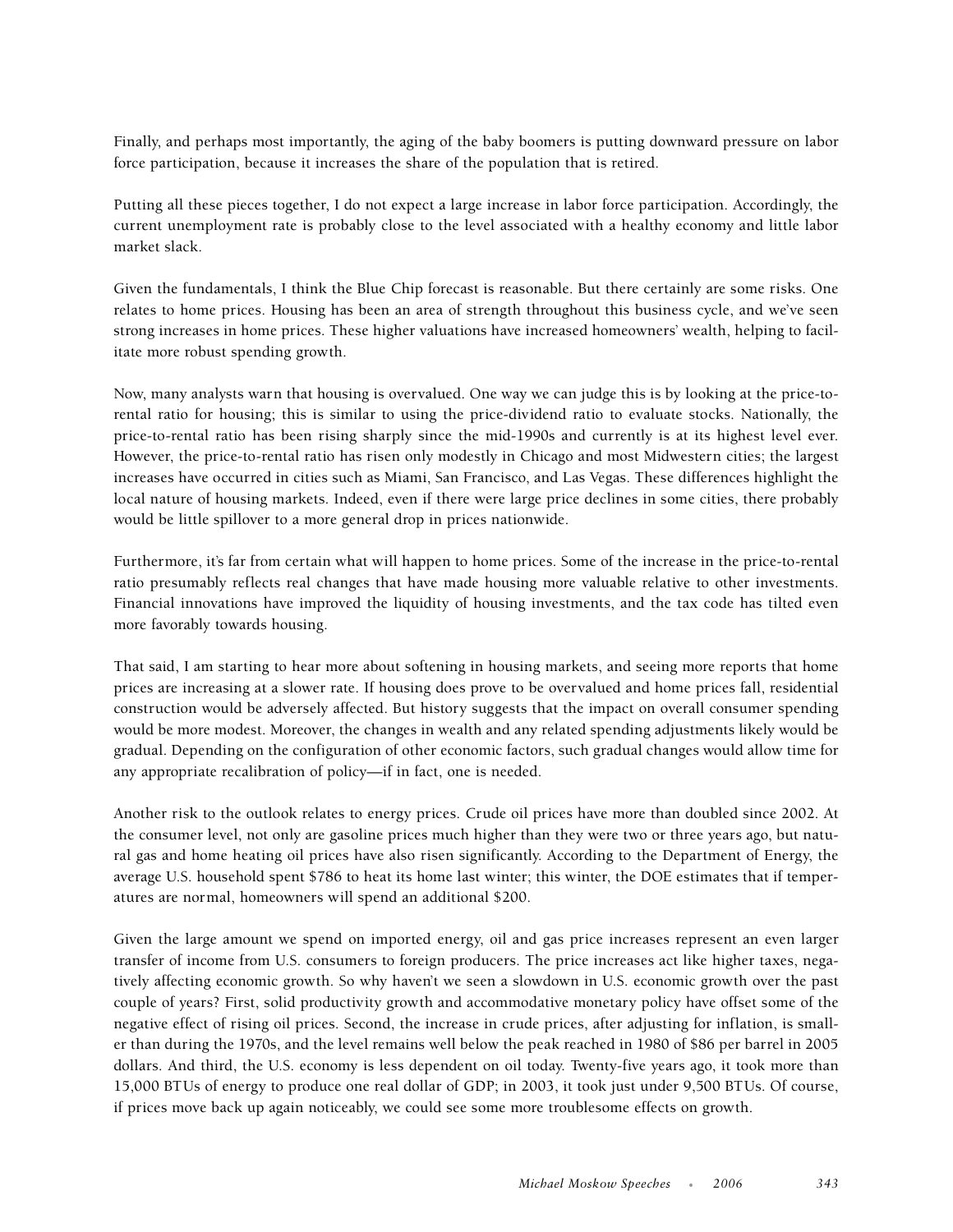Finally, and perhaps most importantly, the aging of the baby boomers is putting downward pressure on labor force participation, because it increases the share of the population that is retired.

Putting all these pieces together, I do not expect a large increase in labor force participation. Accordingly, the current unemployment rate is probably close to the level associated with a healthy economy and little labor market slack.

Given the fundamentals, I think the Blue Chip forecast is reasonable. But there certainly are some risks. One relates to home prices. Housing has been an area of strength throughout this business cycle, and we've seen strong increases in home prices. These higher valuations have increased homeowners' wealth, helping to facilitate more robust spending growth.

Now, many analysts warn that housing is overvalued. One way we can judge this is by looking at the price-to-rental ratio for housing; this is similar to using the price-dividend ratio to evaluate stocks. Nationally, the price-to-rental ratio has been rising sharply since the mid-1990s and currently is at its highest level ever. However, the price-to-rental ratio has risen only modestly in Chicago and most Midwestern cities; the largest increases have occurred in cities such as Miami, San Francisco, and Las Vegas. These differences highlight the local nature of housing markets. Indeed, even if there were large price declines in some cities, there probably would be little spillover to a more general drop in prices nationwide.

Furthermore, it's far from certain what will happen to home prices. Some of the increase in the price-to-rental ratio presumably reflects real changes that have made housing more valuable relative to other investments. Financial innovations have improved the liquidity of housing investments, and the tax code has tilted even more favorably towards housing.

That said, I am starting to hear more about softening in housing markets, and seeing more reports that home prices are increasing at a slower rate. If housing does prove to be overvalued and home prices fall, residential construction would be adversely affected. But history suggests that the impact on overall consumer spending would be more modest. Moreover, the changes in wealth and any related spending adjustments likely would be gradual. Depending on the configuration of other economic factors, such gradual changes would allow time for any appropriate recalibration of policy—if in fact, one is needed.

Another risk to the outlook relates to energy prices. Crude oil prices have more than doubled since 2002. At the consumer level, not only are gasoline prices much higher than they were two or three years ago, but natural gas and home heating oil prices have also risen significantly. According to the Department of Energy, the average U.S. household spent $786 to heat its home last winter; this winter, the DOE estimates that if temperatures are normal, homeowners will spend an additional $200.

Given the large amount we spend on imported energy, oil and gas price increases represent an even larger transfer of income from U.S. consumers to foreign producers. The price increases act like higher taxes, negatively affecting economic growth. So why haven't we seen a slowdown in U.S. economic growth over the past couple of years? First, solid productivity growth and accommodative monetary policy have offset some of the negative effect of rising oil prices. Second, the increase in crude prices, after adjusting for inflation, is smaller than during the 1970s, and the level remains well below the peak reached in 1980 of $86 per barrel in 2005 dollars. And third, the U.S. economy is less dependent on oil today. Twenty-five years ago, it took more than 15,000 BTUs of energy to produce one real dollar of GDP; in 2003, it took just under 9,500 BTUs. Of course, if prices move back up again noticeably, we could see some more troublesome effects on growth.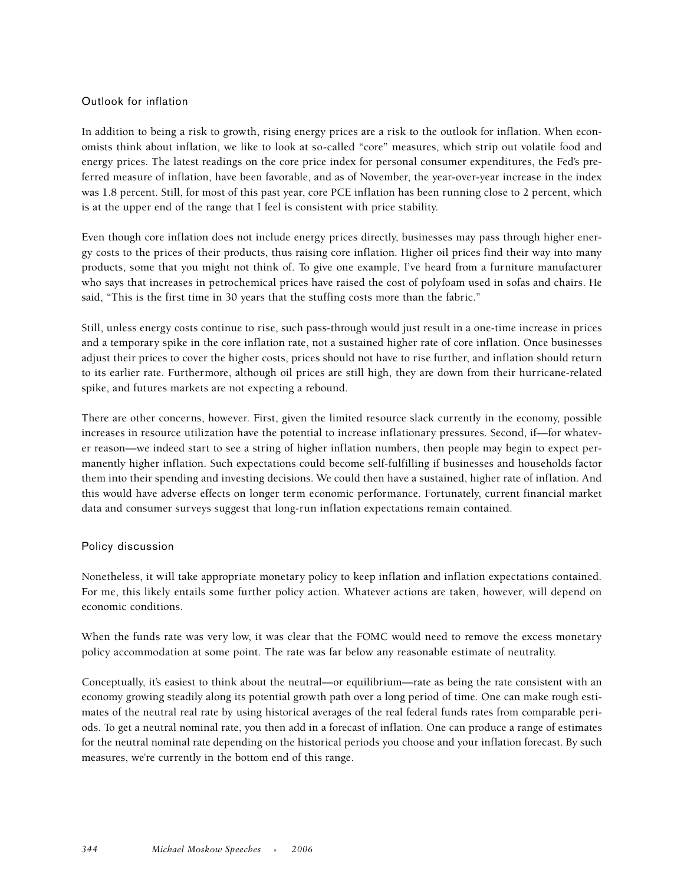## Outlook for inflation

In addition to being a risk to growth, rising energy prices are a risk to the outlook for inflation. When economists think about inflation, we like to look at so-called "core" measures, which strip out volatile food and energy prices. The latest readings on the core price index for personal consumer expenditures, the Fed's preferred measure of inflation, have been favorable, and as of November, the year-over-year increase in the index was 1.8 percent. Still, for most of this past year, core PCE inflation has been running close to 2 percent, which is at the upper end of the range that I feel is consistent with price stability.

Even though core inflation does not include energy prices directly, businesses may pass through higher energy costs to the prices of their products, thus raising core inflation. Higher oil prices find their way into many products, some that you might not think of. To give one example, I've heard from a furniture manufacturer who says that increases in petrochemical prices have raised the cost of polyfoam used in sofas and chairs. He said, "This is the first time in 30 years that the stuffing costs more than the fabric."

Still, unless energy costs continue to rise, such pass-through would just result in a one-time increase in prices and a temporary spike in the core inflation rate, not a sustained higher rate of core inflation. Once businesses adjust their prices to cover the higher costs, prices should not have to rise further, and inflation should return to its earlier rate. Furthermore, although oil prices are still high, they are down from their hurricane-related spike, and futures markets are not expecting a rebound.

There are other concerns, however. First, given the limited resource slack currently in the economy, possible increases in resource utilization have the potential to increase inflationary pressures. Second, if—for whatever reason—we indeed start to see a string of higher inflation numbers, then people may begin to expect permanently higher inflation. Such expectations could become self-fulfilling if businesses and households factor them into their spending and investing decisions. We could then have a sustained, higher rate of inflation. And this would have adverse effects on longer term economic performance. Fortunately, current financial market data and consumer surveys suggest that long-run inflation expectations remain contained.

## Policy discussion

Nonetheless, it will take appropriate monetary policy to keep inflation and inflation expectations contained. For me, this likely entails some further policy action. Whatever actions are taken, however, will depend on economic conditions.

When the funds rate was very low, it was clear that the FOMC would need to remove the excess monetary policy accommodation at some point. The rate was far below any reasonable estimate of neutrality.

Conceptually, it's easiest to think about the neutral—or equilibrium—rate as being the rate consistent with an economy growing steadily along its potential growth path over a long period of time. One can make rough estimates of the neutral real rate by using historical averages of the real federal funds rates from comparable periods. To get a neutral nominal rate, you then add in a forecast of inflation. One can produce a range of estimates for the neutral nominal rate depending on the historical periods you choose and your inflation forecast. By such measures, we're currently in the bottom end of this range.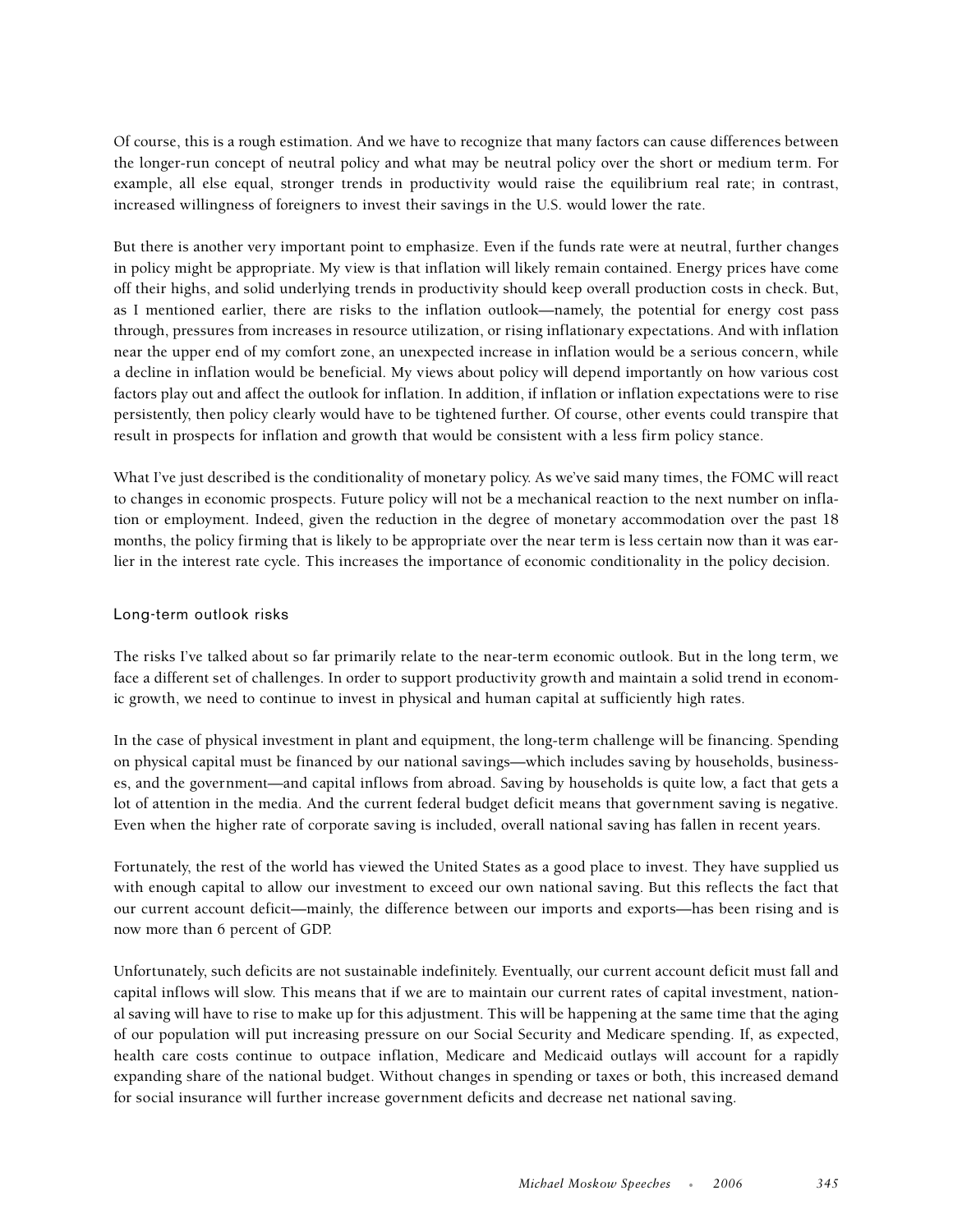Of course, this is a rough estimation. And we have to recognize that many factors can cause differences between the longer-run concept of neutral policy and what may be neutral policy over the short or medium term. For example, all else equal, stronger trends in productivity would raise the equilibrium real rate; in contrast, increased willingness of foreigners to invest their savings in the U.S. would lower the rate.

But there is another very important point to emphasize. Even if the funds rate were at neutral, further changes in policy might be appropriate. My view is that inflation will likely remain contained. Energy prices have come off their highs, and solid underlying trends in productivity should keep overall production costs in check. But, as I mentioned earlier, there are risks to the inflation outlook—namely, the potential for energy cost pass through, pressures from increases in resource utilization, or rising inflationary expectations. And with inflation near the upper end of my comfort zone, an unexpected increase in inflation would be a serious concern, while a decline in inflation would be beneficial. My views about policy will depend importantly on how various cost factors play out and affect the outlook for inflation. In addition, if inflation or inflation expectations were to rise persistently, then policy clearly would have to be tightened further. Of course, other events could transpire that result in prospects for inflation and growth that would be consistent with a less firm policy stance.

What I've just described is the conditionality of monetary policy. As we've said many times, the FOMC will react to changes in economic prospects. Future policy will not be a mechanical reaction to the next number on inflation or employment. Indeed, given the reduction in the degree of monetary accommodation over the past 18 months, the policy firming that is likely to be appropriate over the near term is less certain now than it was earlier in the interest rate cycle. This increases the importance of economic conditionality in the policy decision.

### Long-term outlook risks

The risks I've talked about so far primarily relate to the near-term economic outlook. But in the long term, we face a different set of challenges. In order to support productivity growth and maintain a solid trend in economic growth, we need to continue to invest in physical and human capital at sufficiently high rates.

In the case of physical investment in plant and equipment, the long-term challenge will be financing. Spending on physical capital must be financed by our national savings—which includes saving by households, businesses, and the government—and capital inflows from abroad. Saving by households is quite low, a fact that gets a lot of attention in the media. And the current federal budget deficit means that government saving is negative. Even when the higher rate of corporate saving is included, overall national saving has fallen in recent years.

Fortunately, the rest of the world has viewed the United States as a good place to invest. They have supplied us with enough capital to allow our investment to exceed our own national saving. But this reflects the fact that our current account deficit—mainly, the difference between our imports and exports—has been rising and is now more than 6 percent of GDP.

Unfortunately, such deficits are not sustainable indefinitely. Eventually, our current account deficit must fall and capital inflows will slow. This means that if we are to maintain our current rates of capital investment, national saving will have to rise to make up for this adjustment. This will be happening at the same time that the aging of our population will put increasing pressure on our Social Security and Medicare spending. If, as expected, health care costs continue to outpace inflation, Medicare and Medicaid outlays will account for a rapidly expanding share of the national budget. Without changes in spending or taxes or both, this increased demand for social insurance will further increase government deficits and decrease net national saving.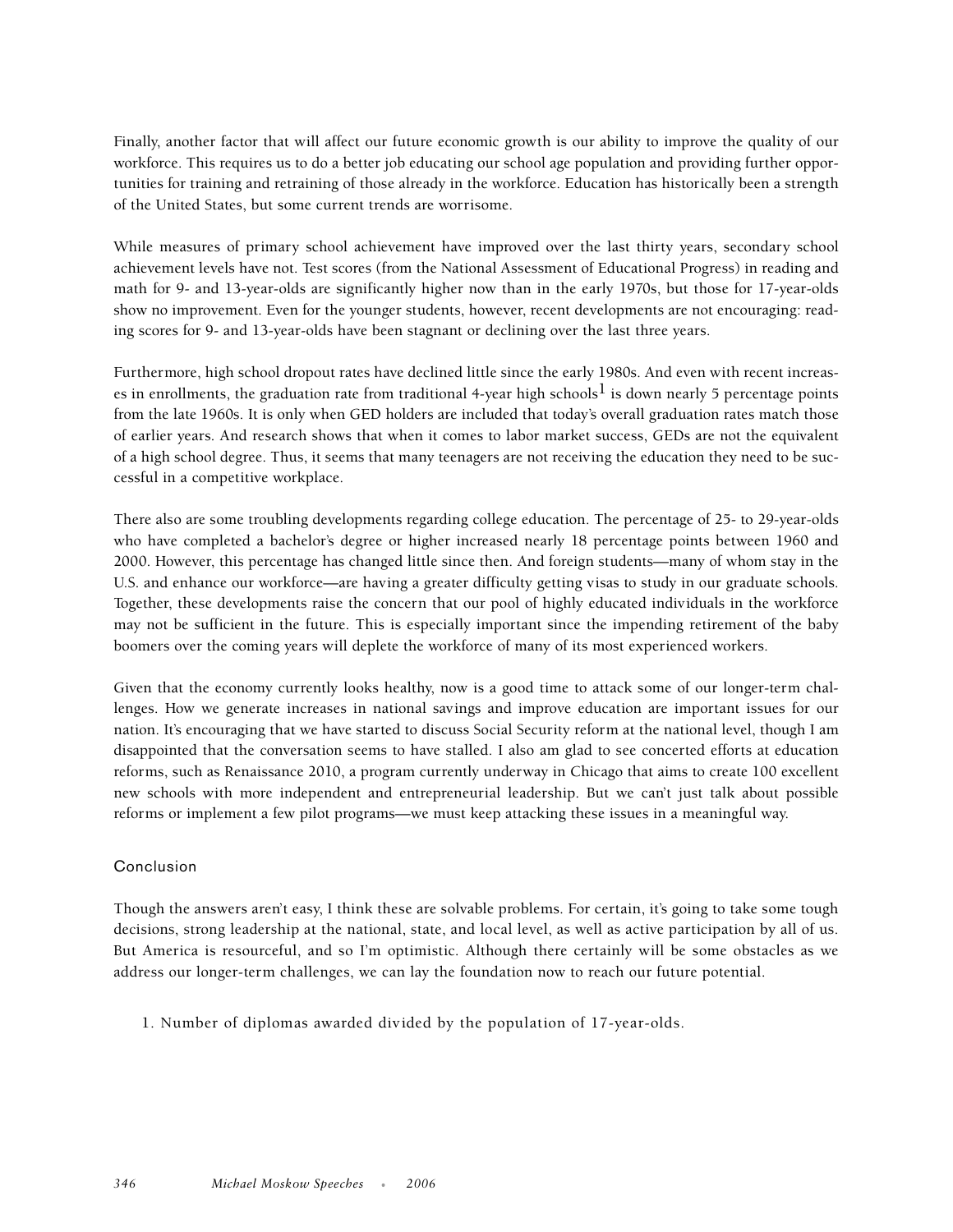Finally, another factor that will affect our future economic growth is our ability to improve the quality of our workforce. This requires us to do a better job educating our school age population and providing further opportunities for training and retraining of those already in the workforce. Education has historically been a strength of the United States, but some current trends are worrisome.

While measures of primary school achievement have improved over the last thirty years, secondary school achievement levels have not. Test scores (from the National Assessment of Educational Progress) in reading and math for 9- and 13-year-olds are significantly higher now than in the early 1970s, but those for 17-year-olds show no improvement. Even for the younger students, however, recent developments are not encouraging: reading scores for 9- and 13-year-olds have been stagnant or declining over the last three years.

Furthermore, high school dropout rates have declined little since the early 1980s. And even with recent increases in enrollments, the graduation rate from traditional 4-year high schools[1] is down nearly 5 percentage points from the late 1960s. It is only when GED holders are included that today's overall graduation rates match those of earlier years. And research shows that when it comes to labor market success, GEDs are not the equivalent of a high school degree. Thus, it seems that many teenagers are not receiving the education they need to be successful in a competitive workplace.

There also are some troubling developments regarding college education. The percentage of 25- to 29-year-olds who have completed a bachelor's degree or higher increased nearly 18 percentage points between 1960 and 2000. However, this percentage has changed little since then. And foreign students—many of whom stay in the U.S. and enhance our workforce—are having a greater difficulty getting visas to study in our graduate schools. Together, these developments raise the concern that our pool of highly educated individuals in the workforce may not be sufficient in the future. This is especially important since the impending retirement of the baby boomers over the coming years will deplete the workforce of many of its most experienced workers.

Given that the economy currently looks healthy, now is a good time to attack some of our longer-term challenges. How we generate increases in national savings and improve education are important issues for our nation. It's encouraging that we have started to discuss Social Security reform at the national level, though I am disappointed that the conversation seems to have stalled. I also am glad to see concerted efforts at education reforms, such as Renaissance 2010, a program currently underway in Chicago that aims to create 100 excellent new schools with more independent and entrepreneurial leadership. But we can't just talk about possible reforms or implement a few pilot programs—we must keep attacking these issues in a meaningful way.

## Conclusion

Though the answers aren't easy, I think these are solvable problems. For certain, it's going to take some tough decisions, strong leadership at the national, state, and local level, as well as active participation by all of us. But America is resourceful, and so I'm optimistic. Although there certainly will be some obstacles as we address our longer-term challenges, we can lay the foundation now to reach our future potential.

1. Number of diplomas awarded divided by the population of 17-year-olds.